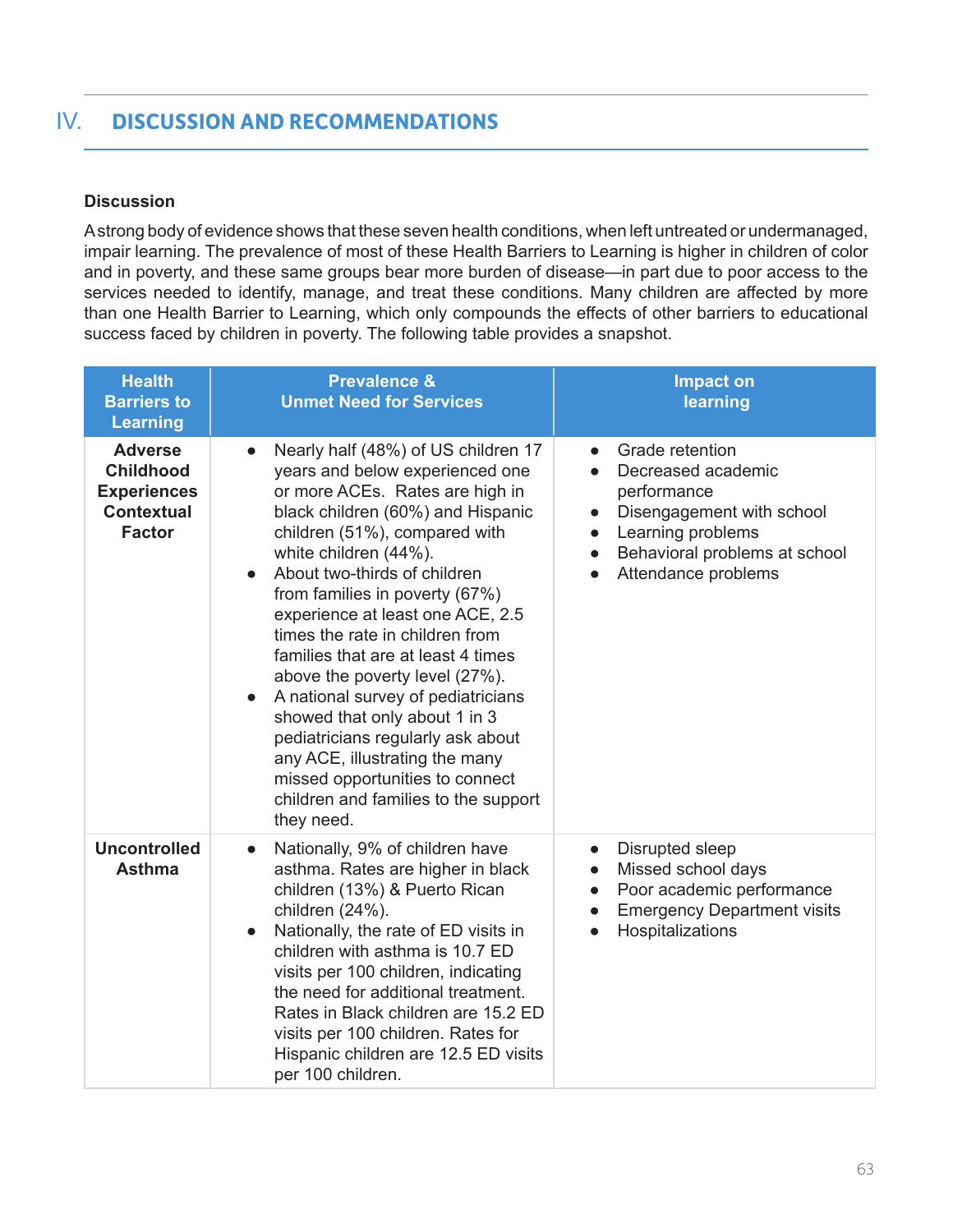## IV. DISCUSSION AND RECOMMENDATIONS

### Discussion

A strong body of evidence shows that these seven health conditions, when left untreated or undermanaged, impair learning. The prevalence of most of these Health Barriers to Learning is higher in children of color and in poverty, and these same groups bear more burden of disease—in part due to poor access to the services needed to identify, manage, and treat these conditions. Many children are affected by more than one Health Barrier to Learning, which only compounds the effects of other barriers to educational success faced by children in poverty. The following table provides a snapshot.

| Health Barriers to Learning | Prevalence & Unmet Need for Services | Impact on learning |
|---|---|---|
| **Adverse Childhood Experiences Contextual Factor** | • Nearly half (48%) of US children 17 years and below experienced one or more ACEs. Rates are high in black children (60%) and Hispanic children (51%), compared with white children (44%).<br>• About two-thirds of children from families in poverty (67%) experience at least one ACE, 2.5 times the rate in children from families that are at least 4 times above the poverty level (27%).<br>• A national survey of pediatricians showed that only about 1 in 3 pediatricians regularly ask about any ACE, illustrating the many missed opportunities to connect children and families to the support they need. | • Grade retention<br>• Decreased academic performance<br>• Disengagement with school<br>• Learning problems<br>• Behavioral problems at school<br>• Attendance problems |
| **Uncontrolled Asthma** | • Nationally, 9% of children have asthma. Rates are higher in black children (13%) & Puerto Rican children (24%).<br>• Nationally, the rate of ED visits in children with asthma is 10.7 ED visits per 100 children, indicating the need for additional treatment. Rates in Black children are 15.2 ED visits per 100 children. Rates for Hispanic children are 12.5 ED visits per 100 children. | • Disrupted sleep<br>• Missed school days<br>• Poor academic performance<br>• Emergency Department visits<br>• Hospitalizations |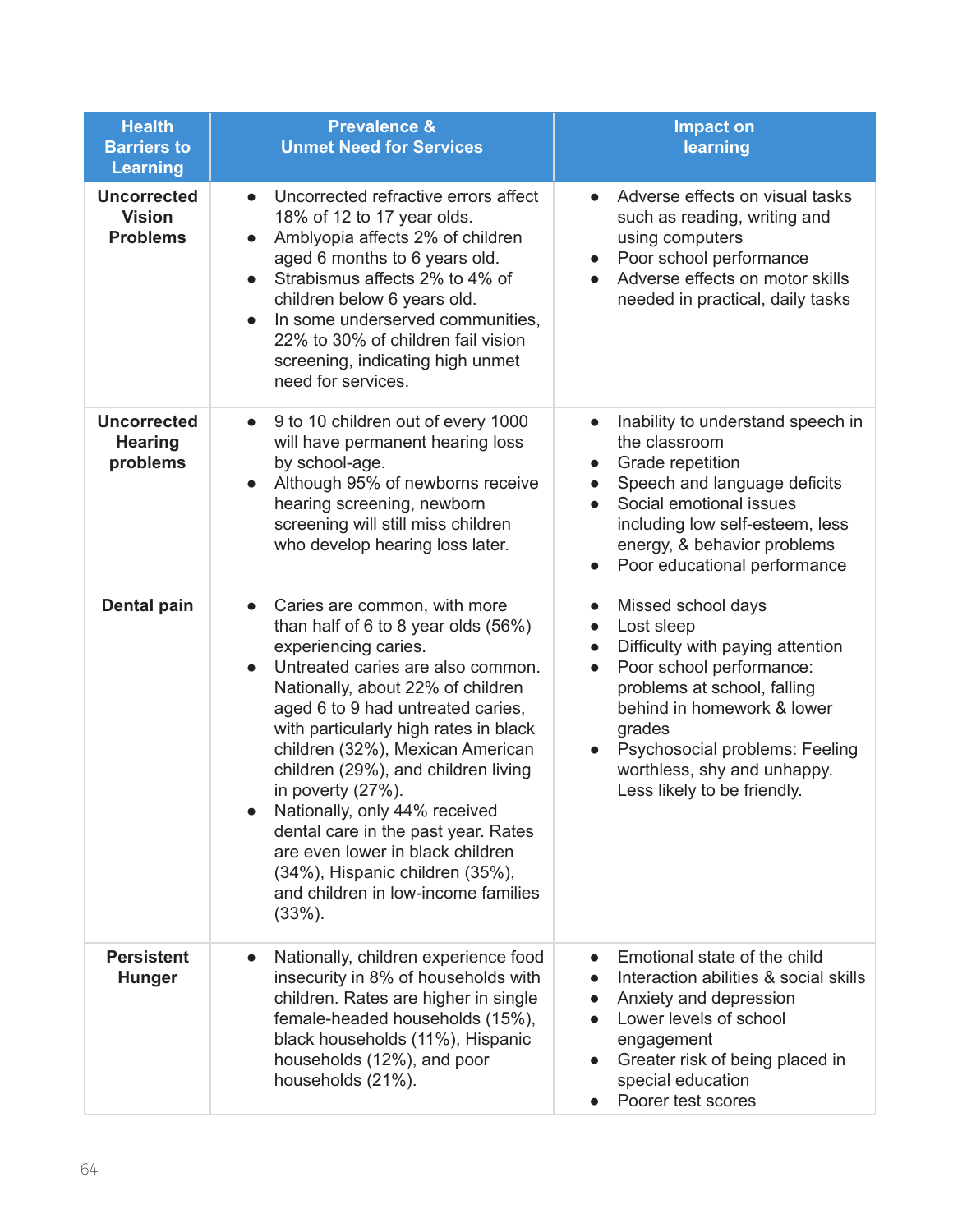| Health Barriers to Learning | Prevalence & Unmet Need for Services | Impact on learning |
|---|---|---|
| **Uncorrected Vision Problems** | • Uncorrected refractive errors affect 18% of 12 to 17 year olds.<br>• Amblyopia affects 2% of children aged 6 months to 6 years old.<br>• Strabismus affects 2% to 4% of children below 6 years old.<br>• In some underserved communities, 22% to 30% of children fail vision screening, indicating high unmet need for services. | • Adverse effects on visual tasks such as reading, writing and using computers<br>• Poor school performance<br>• Adverse effects on motor skills needed in practical, daily tasks |
| **Uncorrected Hearing problems** | • 9 to 10 children out of every 1000 will have permanent hearing loss by school-age.<br>• Although 95% of newborns receive hearing screening, newborn screening will still miss children who develop hearing loss later. | • Inability to understand speech in the classroom<br>• Grade repetition<br>• Speech and language deficits<br>• Social emotional issues including low self-esteem, less energy, & behavior problems<br>• Poor educational performance |
| **Dental pain** | • Caries are common, with more than half of 6 to 8 year olds (56%) experiencing caries.<br>• Untreated caries are also common. Nationally, about 22% of children aged 6 to 9 had untreated caries, with particularly high rates in black children (32%), Mexican American children (29%), and children living in poverty (27%).<br>• Nationally, only 44% received dental care in the past year. Rates are even lower in black children (34%), Hispanic children (35%), and children in low-income families (33%). | • Missed school days<br>• Lost sleep<br>• Difficulty with paying attention<br>• Poor school performance: problems at school, falling behind in homework & lower grades<br>• Psychosocial problems: Feeling worthless, shy and unhappy. Less likely to be friendly. |
| **Persistent Hunger** | • Nationally, children experience food insecurity in 8% of households with children. Rates are higher in single female-headed households (15%), black households (11%), Hispanic households (12%), and poor households (21%). | • Emotional state of the child<br>• Interaction abilities & social skills<br>• Anxiety and depression<br>• Lower levels of school engagement<br>• Greater risk of being placed in special education<br>• Poorer test scores |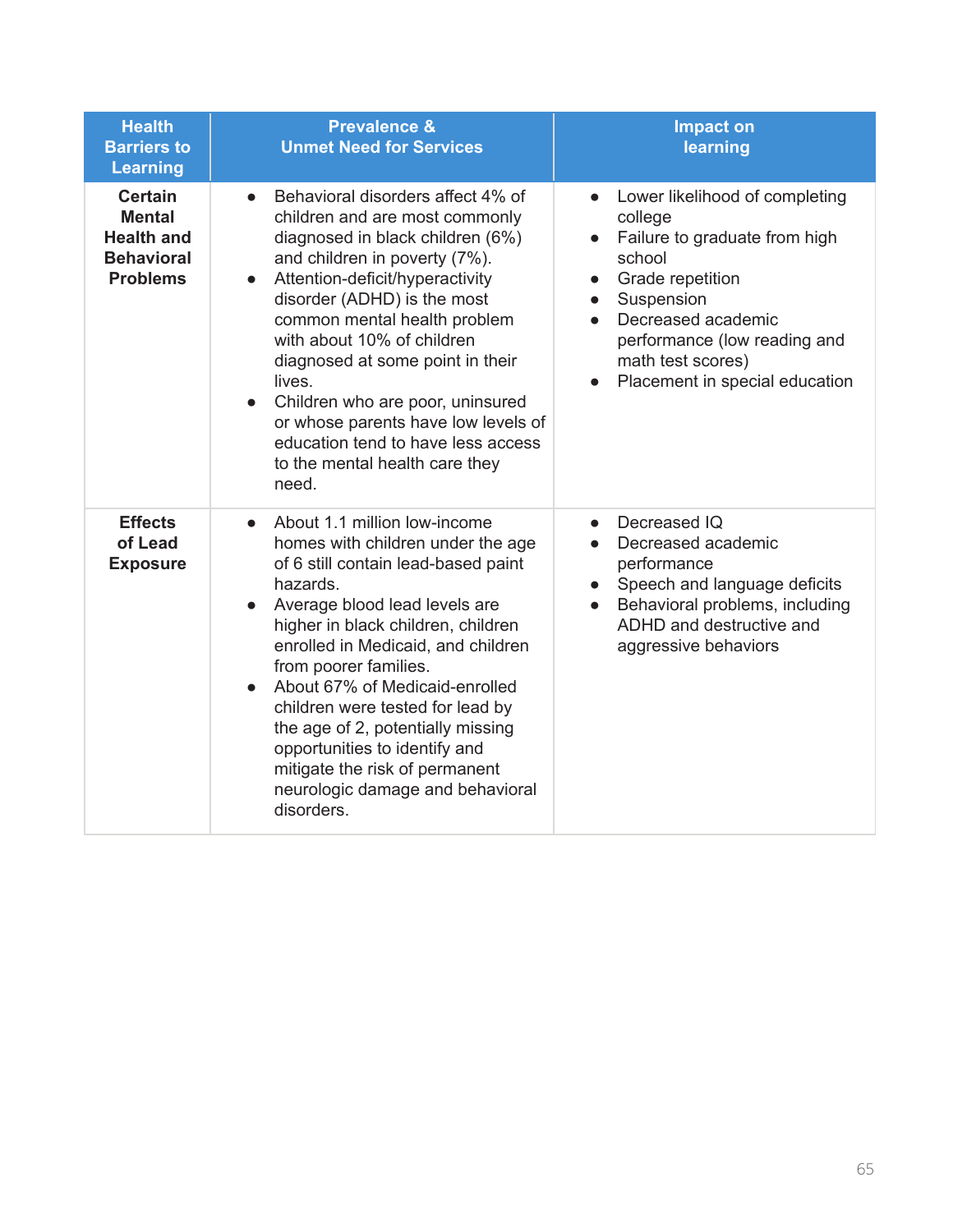| Health Barriers to Learning | Prevalence & Unmet Need for Services | Impact on learning |
|---|---|---|
| **Certain Mental Health and Behavioral Problems** | • Behavioral disorders affect 4% of children and are most commonly diagnosed in black children (6%) and children in poverty (7%).<br>• Attention-deficit/hyperactivity disorder (ADHD) is the most common mental health problem with about 10% of children diagnosed at some point in their lives.<br>• Children who are poor, uninsured or whose parents have low levels of education tend to have less access to the mental health care they need. | • Lower likelihood of completing college<br>• Failure to graduate from high school<br>• Grade repetition<br>• Suspension<br>• Decreased academic performance (low reading and math test scores)<br>• Placement in special education |
| **Effects of Lead Exposure** | • About 1.1 million low-income homes with children under the age of 6 still contain lead-based paint hazards.<br>• Average blood lead levels are higher in black children, children enrolled in Medicaid, and children from poorer families.<br>• About 67% of Medicaid-enrolled children were tested for lead by the age of 2, potentially missing opportunities to identify and mitigate the risk of permanent neurologic damage and behavioral disorders. | • Decreased IQ<br>• Decreased academic performance<br>• Speech and language deficits<br>• Behavioral problems, including ADHD and destructive and aggressive behaviors |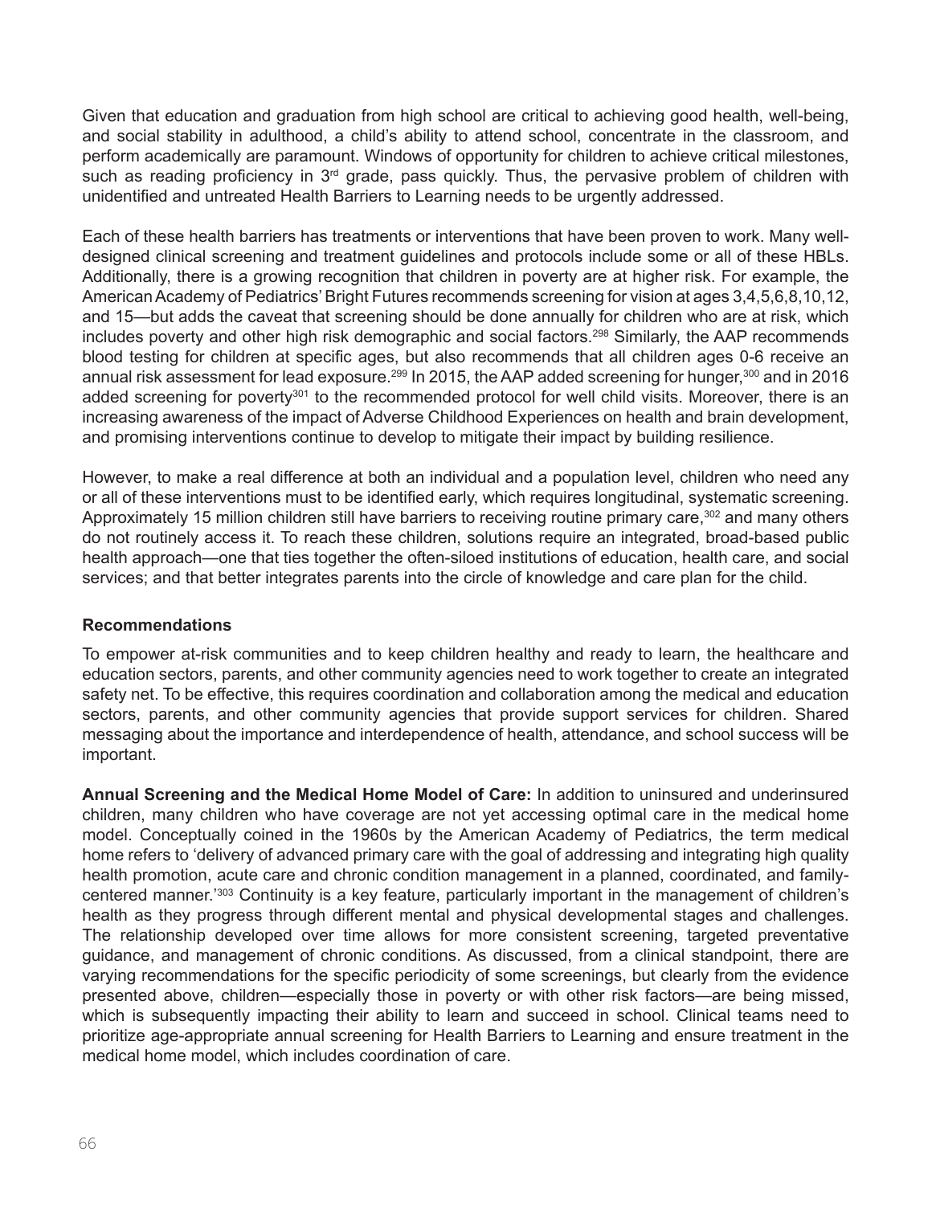Given that education and graduation from high school are critical to achieving good health, well-being, and social stability in adulthood, a child's ability to attend school, concentrate in the classroom, and perform academically are paramount. Windows of opportunity for children to achieve critical milestones, such as reading proficiency in 3rd grade, pass quickly. Thus, the pervasive problem of children with unidentified and untreated Health Barriers to Learning needs to be urgently addressed.

Each of these health barriers has treatments or interventions that have been proven to work. Many well-designed clinical screening and treatment guidelines and protocols include some or all of these HBLs. Additionally, there is a growing recognition that children in poverty are at higher risk. For example, the American Academy of Pediatrics' Bright Futures recommends screening for vision at ages 3,4,5,6,8,10,12, and 15—but adds the caveat that screening should be done annually for children who are at risk, which includes poverty and other high risk demographic and social factors.[298] Similarly, the AAP recommends blood testing for children at specific ages, but also recommends that all children ages 0-6 receive an annual risk assessment for lead exposure.[299] In 2015, the AAP added screening for hunger,[300] and in 2016 added screening for poverty[301] to the recommended protocol for well child visits. Moreover, there is an increasing awareness of the impact of Adverse Childhood Experiences on health and brain development, and promising interventions continue to develop to mitigate their impact by building resilience.

However, to make a real difference at both an individual and a population level, children who need any or all of these interventions must to be identified early, which requires longitudinal, systematic screening. Approximately 15 million children still have barriers to receiving routine primary care,[302] and many others do not routinely access it. To reach these children, solutions require an integrated, broad-based public health approach—one that ties together the often-siloed institutions of education, health care, and social services; and that better integrates parents into the circle of knowledge and care plan for the child.

**Recommendations**

To empower at-risk communities and to keep children healthy and ready to learn, the healthcare and education sectors, parents, and other community agencies need to work together to create an integrated safety net. To be effective, this requires coordination and collaboration among the medical and education sectors, parents, and other community agencies that provide support services for children. Shared messaging about the importance and interdependence of health, attendance, and school success will be important.

**Annual Screening and the Medical Home Model of Care:** In addition to uninsured and underinsured children, many children who have coverage are not yet accessing optimal care in the medical home model. Conceptually coined in the 1960s by the American Academy of Pediatrics, the term medical home refers to 'delivery of advanced primary care with the goal of addressing and integrating high quality health promotion, acute care and chronic condition management in a planned, coordinated, and family-centered manner.'[303] Continuity is a key feature, particularly important in the management of children's health as they progress through different mental and physical developmental stages and challenges. The relationship developed over time allows for more consistent screening, targeted preventative guidance, and management of chronic conditions. As discussed, from a clinical standpoint, there are varying recommendations for the specific periodicity of some screenings, but clearly from the evidence presented above, children—especially those in poverty or with other risk factors—are being missed, which is subsequently impacting their ability to learn and succeed in school. Clinical teams need to prioritize age-appropriate annual screening for Health Barriers to Learning and ensure treatment in the medical home model, which includes coordination of care.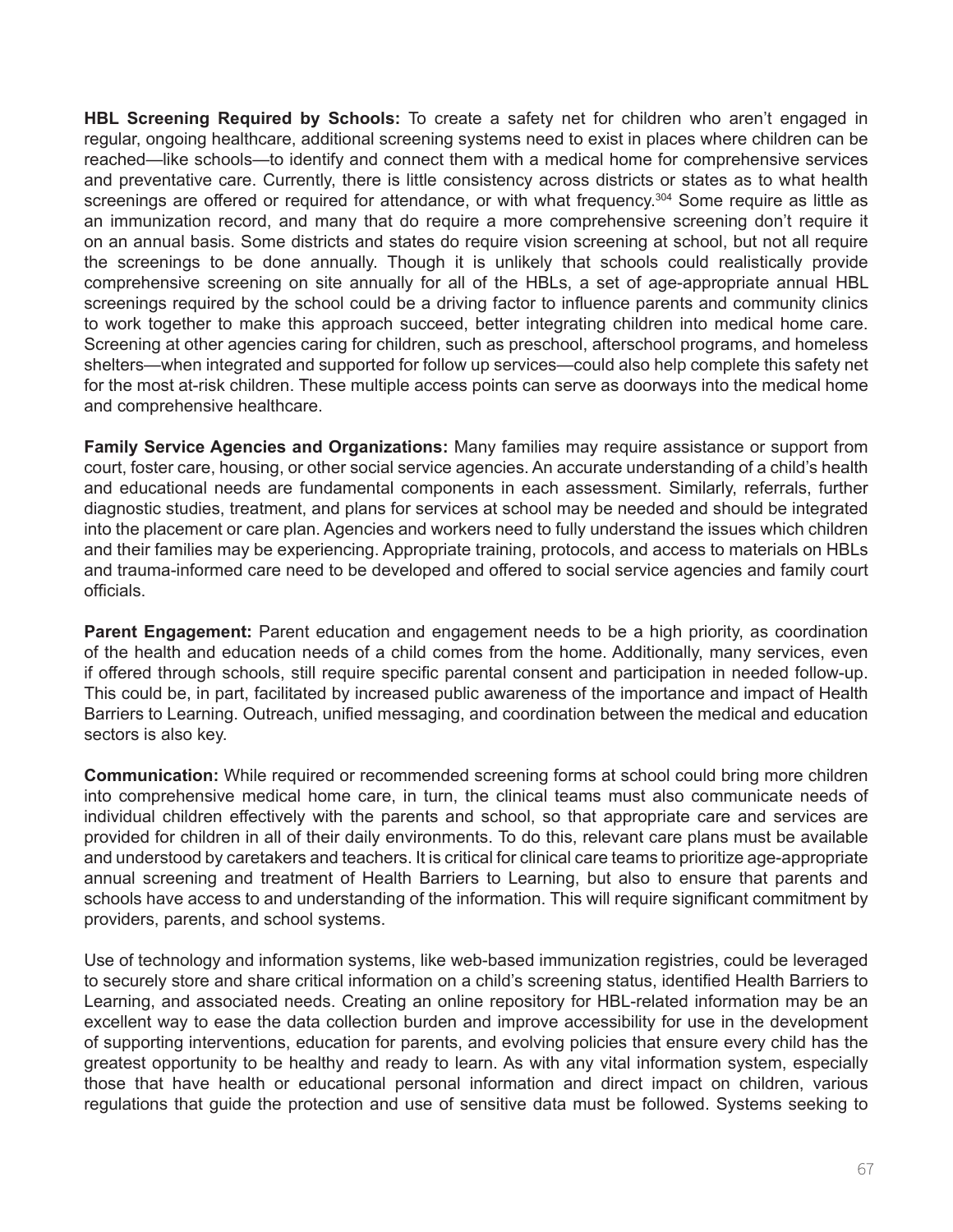**HBL Screening Required by Schools:** To create a safety net for children who aren't engaged in regular, ongoing healthcare, additional screening systems need to exist in places where children can be reached—like schools—to identify and connect them with a medical home for comprehensive services and preventative care. Currently, there is little consistency across districts or states as to what health screenings are offered or required for attendance, or with what frequency.[304] Some require as little as an immunization record, and many that do require a more comprehensive screening don't require it on an annual basis. Some districts and states do require vision screening at school, but not all require the screenings to be done annually. Though it is unlikely that schools could realistically provide comprehensive screening on site annually for all of the HBLs, a set of age-appropriate annual HBL screenings required by the school could be a driving factor to influence parents and community clinics to work together to make this approach succeed, better integrating children into medical home care. Screening at other agencies caring for children, such as preschool, afterschool programs, and homeless shelters—when integrated and supported for follow up services—could also help complete this safety net for the most at-risk children. These multiple access points can serve as doorways into the medical home and comprehensive healthcare.

**Family Service Agencies and Organizations:** Many families may require assistance or support from court, foster care, housing, or other social service agencies. An accurate understanding of a child's health and educational needs are fundamental components in each assessment. Similarly, referrals, further diagnostic studies, treatment, and plans for services at school may be needed and should be integrated into the placement or care plan. Agencies and workers need to fully understand the issues which children and their families may be experiencing. Appropriate training, protocols, and access to materials on HBLs and trauma-informed care need to be developed and offered to social service agencies and family court officials.

**Parent Engagement:** Parent education and engagement needs to be a high priority, as coordination of the health and education needs of a child comes from the home. Additionally, many services, even if offered through schools, still require specific parental consent and participation in needed follow-up. This could be, in part, facilitated by increased public awareness of the importance and impact of Health Barriers to Learning. Outreach, unified messaging, and coordination between the medical and education sectors is also key.

**Communication:** While required or recommended screening forms at school could bring more children into comprehensive medical home care, in turn, the clinical teams must also communicate needs of individual children effectively with the parents and school, so that appropriate care and services are provided for children in all of their daily environments. To do this, relevant care plans must be available and understood by caretakers and teachers. It is critical for clinical care teams to prioritize age-appropriate annual screening and treatment of Health Barriers to Learning, but also to ensure that parents and schools have access to and understanding of the information. This will require significant commitment by providers, parents, and school systems.

Use of technology and information systems, like web-based immunization registries, could be leveraged to securely store and share critical information on a child's screening status, identified Health Barriers to Learning, and associated needs. Creating an online repository for HBL-related information may be an excellent way to ease the data collection burden and improve accessibility for use in the development of supporting interventions, education for parents, and evolving policies that ensure every child has the greatest opportunity to be healthy and ready to learn. As with any vital information system, especially those that have health or educational personal information and direct impact on children, various regulations that guide the protection and use of sensitive data must be followed. Systems seeking to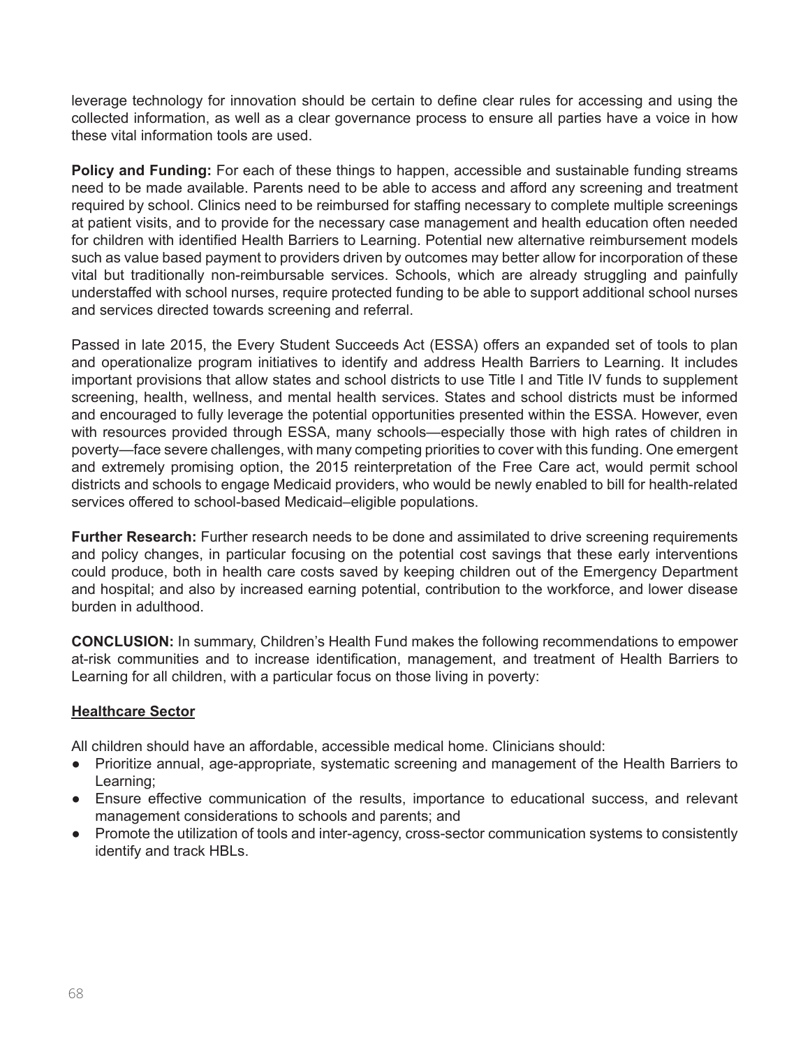leverage technology for innovation should be certain to define clear rules for accessing and using the collected information, as well as a clear governance process to ensure all parties have a voice in how these vital information tools are used.

**Policy and Funding:** For each of these things to happen, accessible and sustainable funding streams need to be made available. Parents need to be able to access and afford any screening and treatment required by school. Clinics need to be reimbursed for staffing necessary to complete multiple screenings at patient visits, and to provide for the necessary case management and health education often needed for children with identified Health Barriers to Learning. Potential new alternative reimbursement models such as value based payment to providers driven by outcomes may better allow for incorporation of these vital but traditionally non-reimbursable services. Schools, which are already struggling and painfully understaffed with school nurses, require protected funding to be able to support additional school nurses and services directed towards screening and referral.

Passed in late 2015, the Every Student Succeeds Act (ESSA) offers an expanded set of tools to plan and operationalize program initiatives to identify and address Health Barriers to Learning. It includes important provisions that allow states and school districts to use Title I and Title IV funds to supplement screening, health, wellness, and mental health services. States and school districts must be informed and encouraged to fully leverage the potential opportunities presented within the ESSA. However, even with resources provided through ESSA, many schools—especially those with high rates of children in poverty—face severe challenges, with many competing priorities to cover with this funding. One emergent and extremely promising option, the 2015 reinterpretation of the Free Care act, would permit school districts and schools to engage Medicaid providers, who would be newly enabled to bill for health-related services offered to school-based Medicaid–eligible populations.

**Further Research:** Further research needs to be done and assimilated to drive screening requirements and policy changes, in particular focusing on the potential cost savings that these early interventions could produce, both in health care costs saved by keeping children out of the Emergency Department and hospital; and also by increased earning potential, contribution to the workforce, and lower disease burden in adulthood.

**CONCLUSION:** In summary, Children's Health Fund makes the following recommendations to empower at-risk communities and to increase identification, management, and treatment of Health Barriers to Learning for all children, with a particular focus on those living in poverty:

**<u>Healthcare Sector</u>**

All children should have an affordable, accessible medical home. Clinicians should:

- Prioritize annual, age-appropriate, systematic screening and management of the Health Barriers to Learning;
- Ensure effective communication of the results, importance to educational success, and relevant management considerations to schools and parents; and
- Promote the utilization of tools and inter-agency, cross-sector communication systems to consistently identify and track HBLs.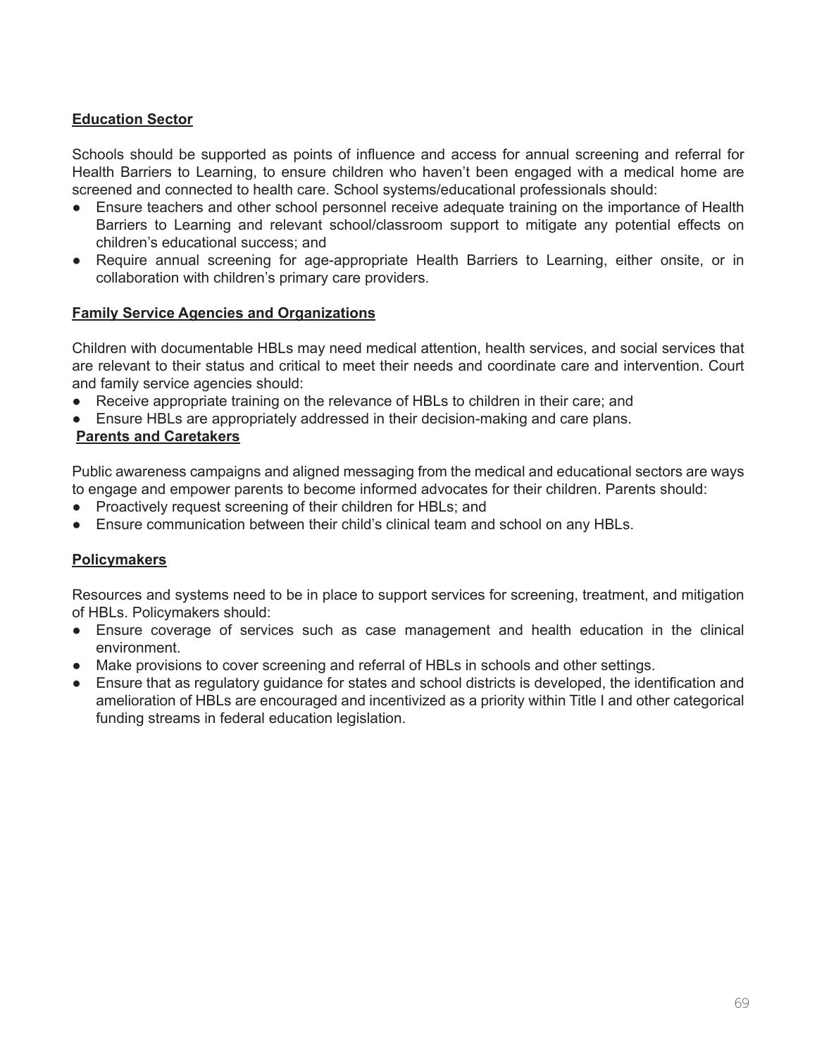## Education Sector

Schools should be supported as points of influence and access for annual screening and referral for Health Barriers to Learning, to ensure children who haven't been engaged with a medical home are screened and connected to health care. School systems/educational professionals should:

- Ensure teachers and other school personnel receive adequate training on the importance of Health Barriers to Learning and relevant school/classroom support to mitigate any potential effects on children's educational success; and
- Require annual screening for age-appropriate Health Barriers to Learning, either onsite, or in collaboration with children's primary care providers.

## Family Service Agencies and Organizations

Children with documentable HBLs may need medical attention, health services, and social services that are relevant to their status and critical to meet their needs and coordinate care and intervention. Court and family service agencies should:

- Receive appropriate training on the relevance of HBLs to children in their care; and
- Ensure HBLs are appropriately addressed in their decision-making and care plans.

## Parents and Caretakers

Public awareness campaigns and aligned messaging from the medical and educational sectors are ways to engage and empower parents to become informed advocates for their children. Parents should:

- Proactively request screening of their children for HBLs; and
- Ensure communication between their child's clinical team and school on any HBLs.

## Policymakers

Resources and systems need to be in place to support services for screening, treatment, and mitigation of HBLs. Policymakers should:

- Ensure coverage of services such as case management and health education in the clinical environment.
- Make provisions to cover screening and referral of HBLs in schools and other settings.
- Ensure that as regulatory guidance for states and school districts is developed, the identification and amelioration of HBLs are encouraged and incentivized as a priority within Title I and other categorical funding streams in federal education legislation.